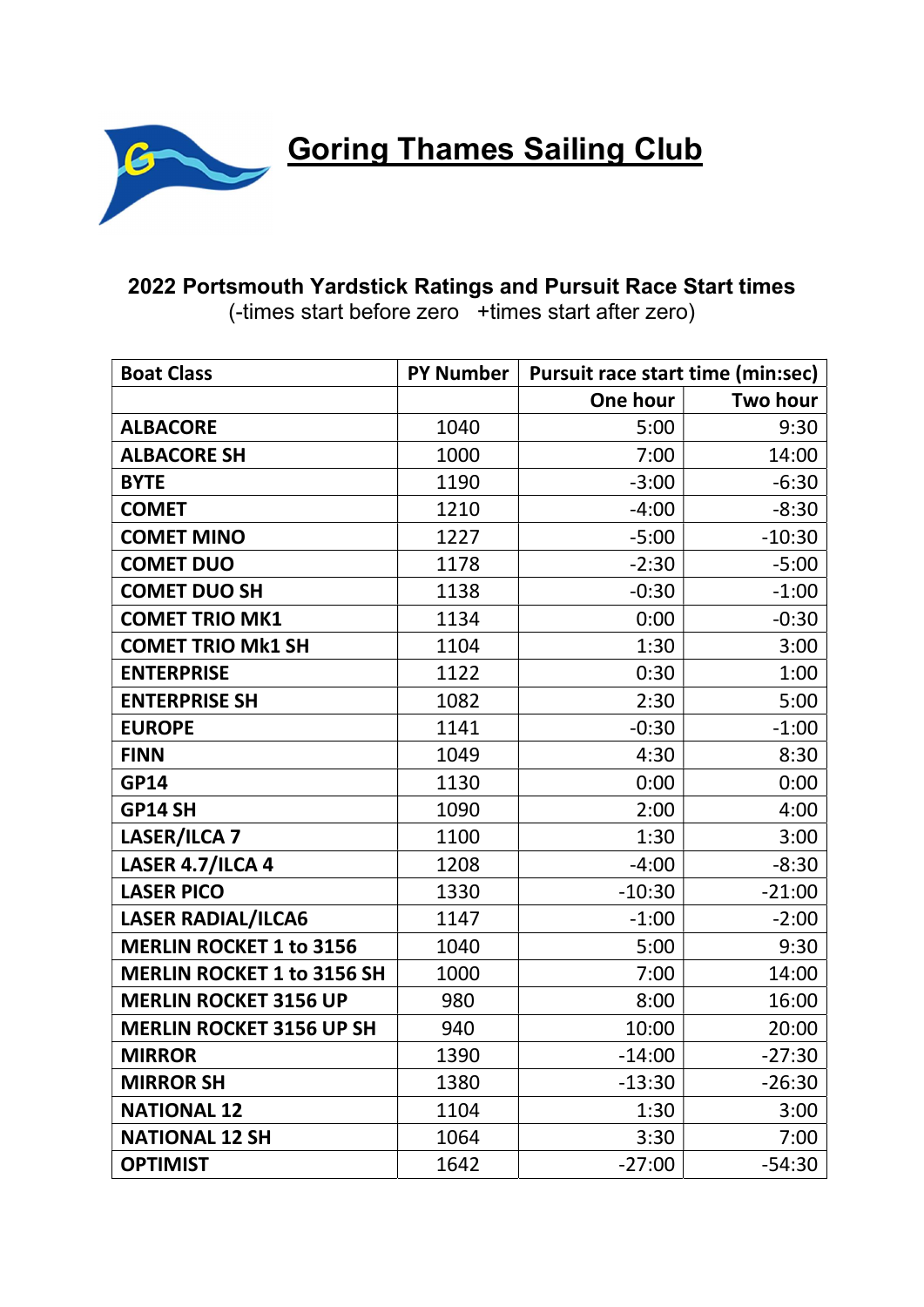# Goring Thames Sailing Club

## 2022 Portsmouth Yardstick Ratings and Pursuit Race Start times

(-times start before zero +times start after zero)

| Boat Class | PY Number | Pursuit race start time (min:sec) | |
|---|---|---|---|
| | | One hour | Two hour |
| ALBACORE | 1040 | 5:00 | 9:30 |
| ALBACORE SH | 1000 | 7:00 | 14:00 |
| BYTE | 1190 | -3:00 | -6:30 |
| COMET | 1210 | -4:00 | -8:30 |
| COMET MINO | 1227 | -5:00 | -10:30 |
| COMET DUO | 1178 | -2:30 | -5:00 |
| COMET DUO SH | 1138 | -0:30 | -1:00 |
| COMET TRIO MK1 | 1134 | 0:00 | -0:30 |
| COMET TRIO Mk1 SH | 1104 | 1:30 | 3:00 |
| ENTERPRISE | 1122 | 0:30 | 1:00 |
| ENTERPRISE SH | 1082 | 2:30 | 5:00 |
| EUROPE | 1141 | -0:30 | -1:00 |
| FINN | 1049 | 4:30 | 8:30 |
| GP14 | 1130 | 0:00 | 0:00 |
| GP14 SH | 1090 | 2:00 | 4:00 |
| LASER/ILCA 7 | 1100 | 1:30 | 3:00 |
| LASER 4.7/ILCA 4 | 1208 | -4:00 | -8:30 |
| LASER PICO | 1330 | -10:30 | -21:00 |
| LASER RADIAL/ILCA6 | 1147 | -1:00 | -2:00 |
| MERLIN ROCKET 1 to 3156 | 1040 | 5:00 | 9:30 |
| MERLIN ROCKET 1 to 3156 SH | 1000 | 7:00 | 14:00 |
| MERLIN ROCKET 3156 UP | 980 | 8:00 | 16:00 |
| MERLIN ROCKET 3156 UP SH | 940 | 10:00 | 20:00 |
| MIRROR | 1390 | -14:00 | -27:30 |
| MIRROR SH | 1380 | -13:30 | -26:30 |
| NATIONAL 12 | 1104 | 1:30 | 3:00 |
| NATIONAL 12 SH | 1064 | 3:30 | 7:00 |
| OPTIMIST | 1642 | -27:00 | -54:30 |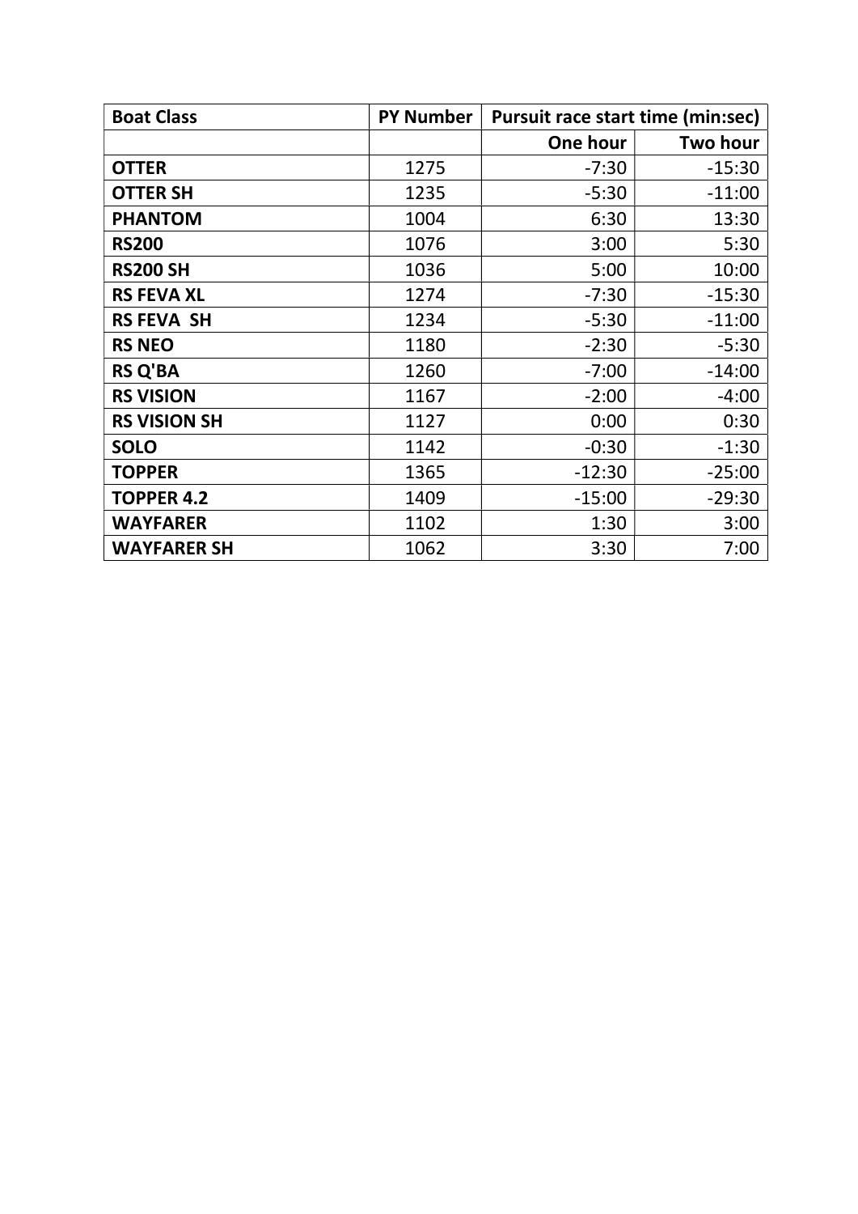| Boat Class | PY Number | Pursuit race start time (min:sec) | |
|---|---|---|---|
| | | One hour | Two hour |
| **OTTER** | 1275 | -7:30 | -15:30 |
| **OTTER SH** | 1235 | -5:30 | -11:00 |
| **PHANTOM** | 1004 | 6:30 | 13:30 |
| **RS200** | 1076 | 3:00 | 5:30 |
| **RS200 SH** | 1036 | 5:00 | 10:00 |
| **RS FEVA XL** | 1274 | -7:30 | -15:30 |
| **RS FEVA SH** | 1234 | -5:30 | -11:00 |
| **RS NEO** | 1180 | -2:30 | -5:30 |
| **RS Q'BA** | 1260 | -7:00 | -14:00 |
| **RS VISION** | 1167 | -2:00 | -4:00 |
| **RS VISION SH** | 1127 | 0:00 | 0:30 |
| **SOLO** | 1142 | -0:30 | -1:30 |
| **TOPPER** | 1365 | -12:30 | -25:00 |
| **TOPPER 4.2** | 1409 | -15:00 | -29:30 |
| **WAYFARER** | 1102 | 1:30 | 3:00 |
| **WAYFARER SH** | 1062 | 3:30 | 7:00 |